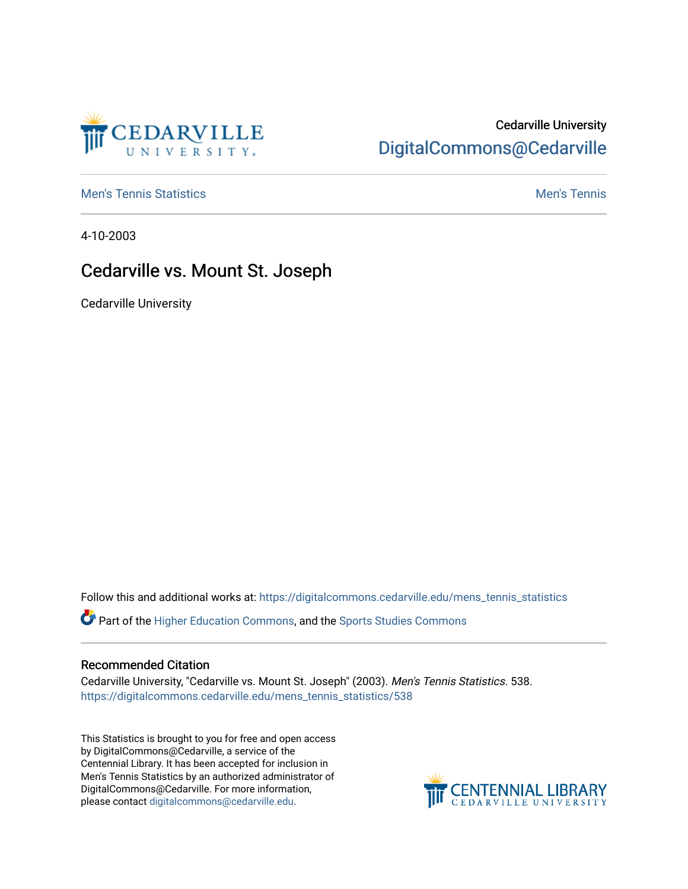Cedarville University
DigitalCommons@Cedarville

Men's Tennis Statistics | Men's Tennis

4-10-2003

# Cedarville vs. Mount St. Joseph

Cedarville University

Follow this and additional works at: https://digitalcommons.cedarville.edu/mens_tennis_statistics

Part of the Higher Education Commons, and the Sports Studies Commons

## Recommended Citation

Cedarville University, "Cedarville vs. Mount St. Joseph" (2003). *Men's Tennis Statistics*. 538.
https://digitalcommons.cedarville.edu/mens_tennis_statistics/538

This Statistics is brought to you for free and open access by DigitalCommons@Cedarville, a service of the Centennial Library. It has been accepted for inclusion in Men's Tennis Statistics by an authorized administrator of DigitalCommons@Cedarville. For more information, please contact digitalcommons@cedarville.edu.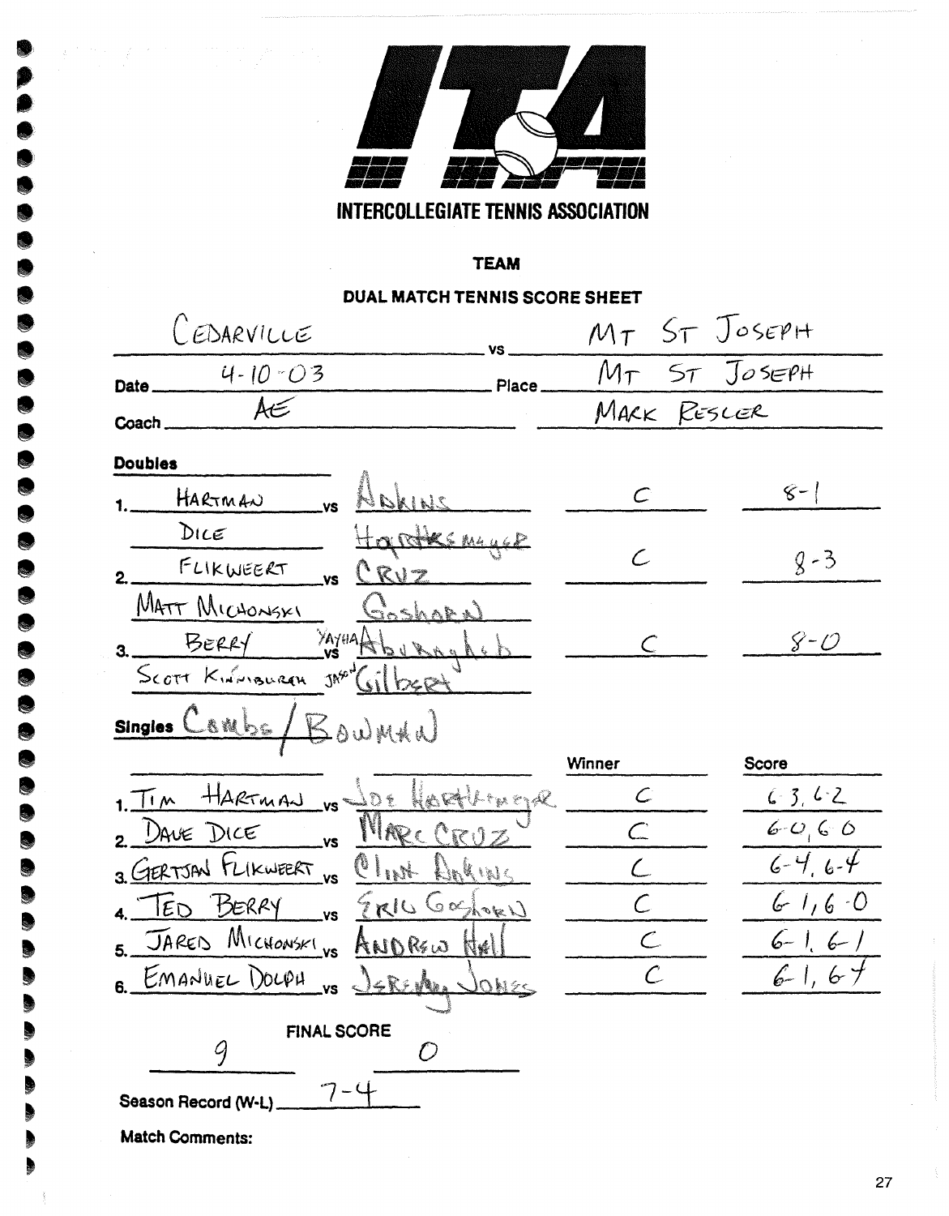# INTERCOLLEGIATE TENNIS ASSOCIATION

## TEAM

## DUAL MATCH TENNIS SCORE SHEET

CEDARVILLE vs MT ST JOSEPH

Date 4-10-03 Place MT ST JOSEPH

Coach AE MARK RESLER

**Doubles**

| | | | | |
|---|---|---|---|---|
| 1. | HARTMAN / DICE | vs | ADKINS / HARTKEMEYER | C | 8-1 |
| 2. | FLIKWEERT / MATT MICHONSKI | vs | CRUZ / GOSHORN | C | 8-3 |
| 3. | BERRY / SCOTT KINNIBURGH | vs | YAYHA ABUROGHEB / JASON GILBERT | C | 8-0 |

**Singles** Combs / BOWMAN

| | | | | Winner | Score |
|---|---|---|---|---|---|
| 1. | TIM HARTMAN | vs | JOE HARTKEMEYER | C | 6-3, 6-2 |
| 2. | DAVE DICE | vs | MARC CRUZ | C | 6-0, 6-0 |
| 3. | GERTJAN FLIKWEERT | vs | CLINT ADKINS | C | 6-4, 6-4 |
| 4. | TED BERRY | vs | ERIC GOSHORN | C | 6-1, 6-0 |
| 5. | JARED MICHONSKI | vs | ANDREW HALL | C | 6-1, 6-1 |
| 6. | EMANUEL DOLPH | vs | JEREMY JONES | C | 6-1, 6-4 |

**FINAL SCORE**

9 0

**Season Record (W-L)** 7-4

**Match Comments:**